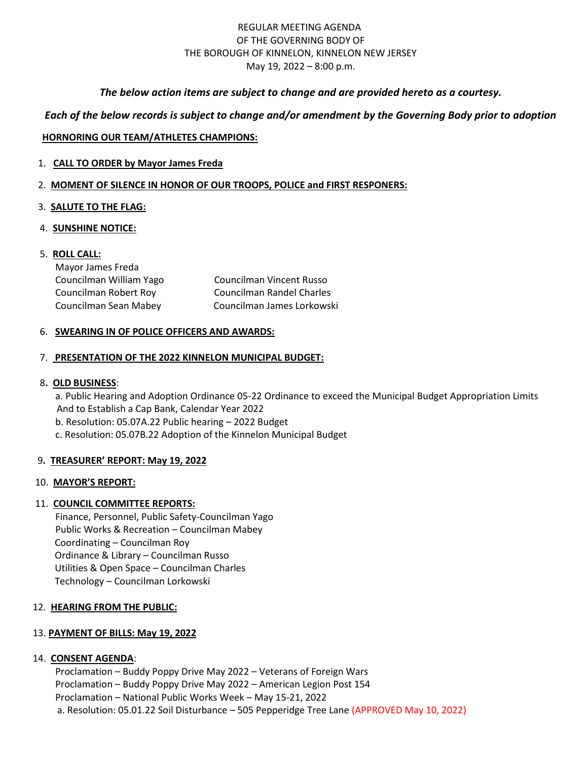REGULAR MEETING AGENDA
OF THE GOVERNING BODY OF
THE BOROUGH OF KINNELON, KINNELON NEW JERSEY
May 19, 2022 – 8:00 p.m.

***The below action items are subject to change and are provided hereto as a courtesy.***

***Each of the below records is subject to change and/or amendment by the Governing Body prior to adoption***

**HORNORING OUR TEAM/ATHLETES CHAMPIONS:**

1. **CALL TO ORDER by Mayor James Freda**
2. **MOMENT OF SILENCE IN HONOR OF OUR TROOPS, POLICE and FIRST RESPONERS:**
3. **SALUTE TO THE FLAG:**
4. **SUNSHINE NOTICE:**
5. **ROLL CALL:**

   Mayor James Freda
   Councilman William Yago
   Councilman Robert Roy
   Councilman Sean Mabey
   Councilman Vincent Russo
   Councilman Randel Charles
   Councilman James Lorkowski

6. **SWEARING IN OF POLICE OFFICERS AND AWARDS:**
7. **PRESENTATION OF THE 2022 KINNELON MUNICIPAL BUDGET:**
8. **OLD BUSINESS**:

   a. Public Hearing and Adoption Ordinance 05-22 Ordinance to exceed the Municipal Budget Appropriation Limits And to Establish a Cap Bank, Calendar Year 2022
   b. Resolution: 05.07A.22 Public hearing – 2022 Budget
   c. Resolution: 05.07B.22 Adoption of the Kinnelon Municipal Budget

9. **TREASURER' REPORT: May 19, 2022**
10. **MAYOR'S REPORT:**
11. **COUNCIL COMMITTEE REPORTS:**

    Finance, Personnel, Public Safety-Councilman Yago
    Public Works & Recreation – Councilman Mabey
    Coordinating – Councilman Roy
    Ordinance & Library – Councilman Russo
    Utilities & Open Space – Councilman Charles
    Technology – Councilman Lorkowski

12. **HEARING FROM THE PUBLIC:**
13. **PAYMENT OF BILLS: May 19, 2022**
14. **CONSENT AGENDA**:

    Proclamation – Buddy Poppy Drive May 2022 – Veterans of Foreign Wars
    Proclamation – Buddy Poppy Drive May 2022 – American Legion Post 154
    Proclamation – National Public Works Week – May 15-21, 2022
    a. Resolution: 05.01.22 Soil Disturbance – 505 Pepperidge Tree Lane (APPROVED May 10, 2022)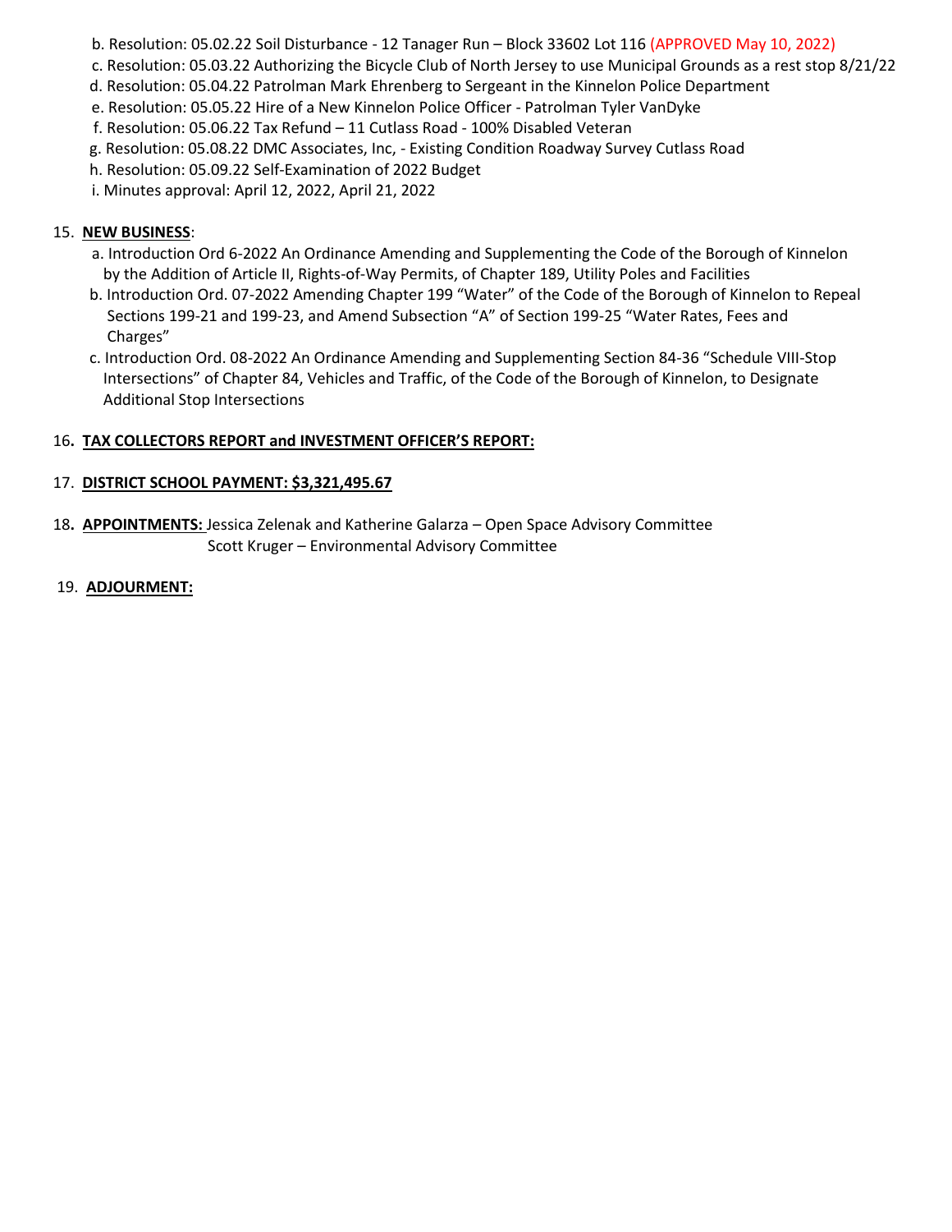b. Resolution: 05.02.22 Soil Disturbance - 12 Tanager Run – Block 33602 Lot 116 (APPROVED May 10, 2022)
c. Resolution: 05.03.22 Authorizing the Bicycle Club of North Jersey to use Municipal Grounds as a rest stop 8/21/22
d. Resolution: 05.04.22 Patrolman Mark Ehrenberg to Sergeant in the Kinnelon Police Department
e. Resolution: 05.05.22 Hire of a New Kinnelon Police Officer - Patrolman Tyler VanDyke
f. Resolution: 05.06.22 Tax Refund – 11 Cutlass Road - 100% Disabled Veteran
g. Resolution: 05.08.22 DMC Associates, Inc, - Existing Condition Roadway Survey Cutlass Road
h. Resolution: 05.09.22 Self-Examination of 2022 Budget
i. Minutes approval: April 12, 2022, April 21, 2022

15. **NEW BUSINESS**:

a. Introduction Ord 6-2022 An Ordinance Amending and Supplementing the Code of the Borough of Kinnelon by the Addition of Article II, Rights-of-Way Permits, of Chapter 189, Utility Poles and Facilities
b. Introduction Ord. 07-2022 Amending Chapter 199 "Water" of the Code of the Borough of Kinnelon to Repeal Sections 199-21 and 199-23, and Amend Subsection "A" of Section 199-25 "Water Rates, Fees and Charges"
c. Introduction Ord. 08-2022 An Ordinance Amending and Supplementing Section 84-36 "Schedule VIII-Stop Intersections" of Chapter 84, Vehicles and Traffic, of the Code of the Borough of Kinnelon, to Designate Additional Stop Intersections

16. **TAX COLLECTORS REPORT and INVESTMENT OFFICER'S REPORT:**

17. **DISTRICT SCHOOL PAYMENT: $3,321,495.67**

18. **APPOINTMENTS:** Jessica Zelenak and Katherine Galarza – Open Space Advisory Committee
Scott Kruger – Environmental Advisory Committee

19. **ADJOURMENT:**